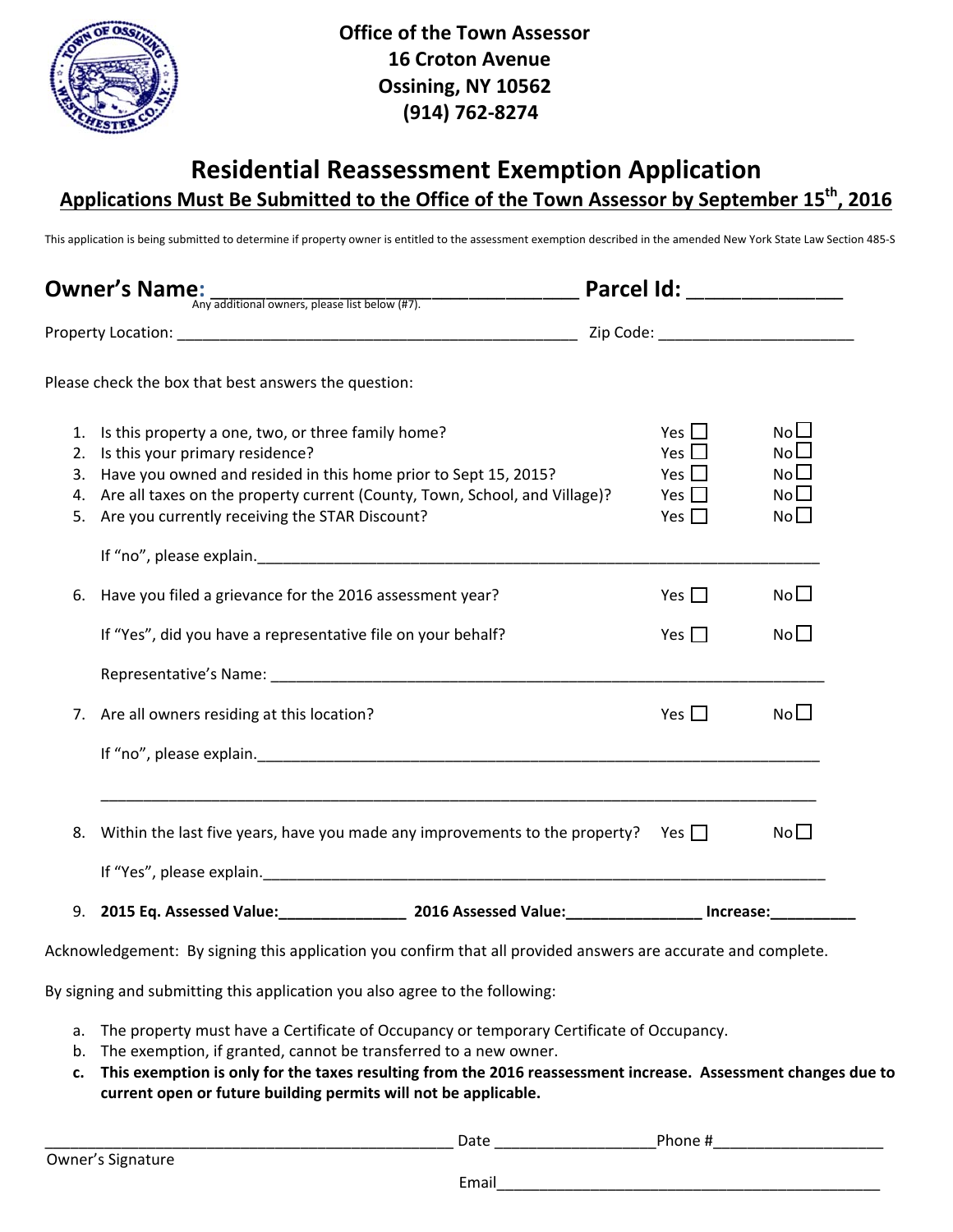**Office of the Town Assessor**
**16 Croton Avenue**
**Ossining, NY 10562**
**(914) 762-8274**

# Residential Reassessment Exemption Application

**Applications Must Be Submitted to the Office of the Town Assessor by September 15th, 2016**

This application is being submitted to determine if property owner is entitled to the assessment exemption described in the amended New York State Law Section 485-S

**Owner's Name:** ___________________________________ **Parcel Id:** ______________

Any additional owners, please list below (#7).

Property Location: ______________________________________________ Zip Code: ______________________

Please check the box that best answers the question:

1. Is this property a one, two, or three family home? Yes ☐ No ☐
2. Is this your primary residence? Yes ☐ No ☐
3. Have you owned and resided in this home prior to Sept 15, 2015? Yes ☐ No ☐
4. Are all taxes on the property current (County, Town, School, and Village)? Yes ☐ No ☐
5. Are you currently receiving the STAR Discount? Yes ☐ No ☐

   If "no", please explain.___________________________________________________________________

6. Have you filed a grievance for the 2016 assessment year? Yes ☐ No ☐

   If "Yes", did you have a representative file on your behalf? Yes ☐ No ☐

   Representative's Name: ___________________________________________________________________

7. Are all owners residing at this location? Yes ☐ No ☐

   If "no", please explain.___________________________________________________________________

   ______________________________________________________________________________________

8. Within the last five years, have you made any improvements to the property? Yes ☐ No ☐

   If "Yes", please explain.___________________________________________________________________

9. **2015 Eq. Assessed Value:**_______________ **2016 Assessed Value:**_______________ **Increase:**__________

Acknowledgement: By signing this application you confirm that all provided answers are accurate and complete.

By signing and submitting this application you also agree to the following:

a. The property must have a Certificate of Occupancy or temporary Certificate of Occupancy.
b. The exemption, if granted, cannot be transferred to a new owner.
c. **This exemption is only for the taxes resulting from the 2016 reassessment increase. Assessment changes due to current open or future building permits will not be applicable.**

_______________________________________________ Date __________________ Phone #___________________

Owner's Signature

Email_______________________________________________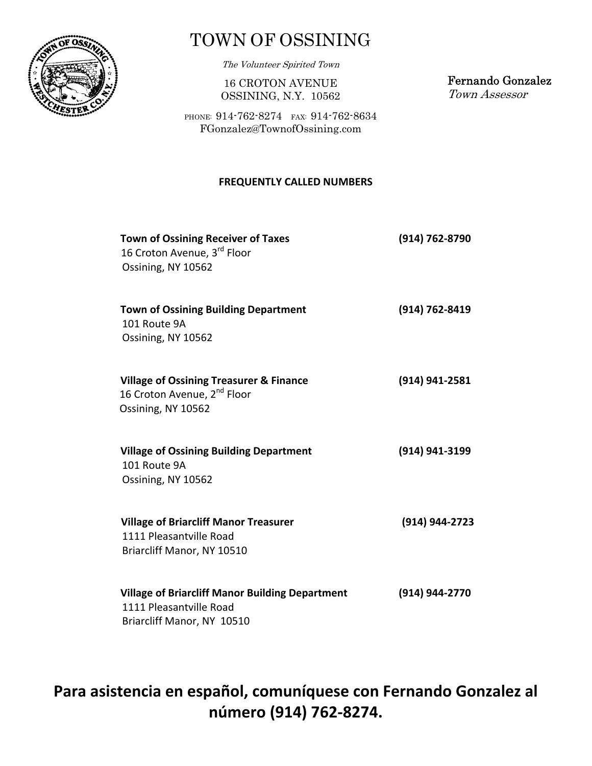# TOWN OF OSSINING

*The Volunteer Spirited Town*

16 CROTON AVENUE
OSSINING, N.Y. 10562

PHONE: 914-762-8274 FAX: 914-762-8634
FGonzalez@TownofOssining.com

Fernando Gonzalez
*Town Assessor*

**FREQUENTLY CALLED NUMBERS**

**Town of Ossining Receiver of Taxes** (914) 762-8790
16 Croton Avenue, 3rd Floor
Ossining, NY 10562

**Town of Ossining Building Department** (914) 762-8419
101 Route 9A
Ossining, NY 10562

**Village of Ossining Treasurer & Finance** (914) 941-2581
16 Croton Avenue, 2nd Floor
Ossining, NY 10562

**Village of Ossining Building Department** (914) 941-3199
101 Route 9A
Ossining, NY 10562

**Village of Briarcliff Manor Treasurer** (914) 944-2723
1111 Pleasantville Road
Briarcliff Manor, NY 10510

**Village of Briarcliff Manor Building Department** (914) 944-2770
1111 Pleasantville Road
Briarcliff Manor, NY 10510

**Para asistencia en español, comuníquese con Fernando Gonzalez al número (914) 762-8274.**